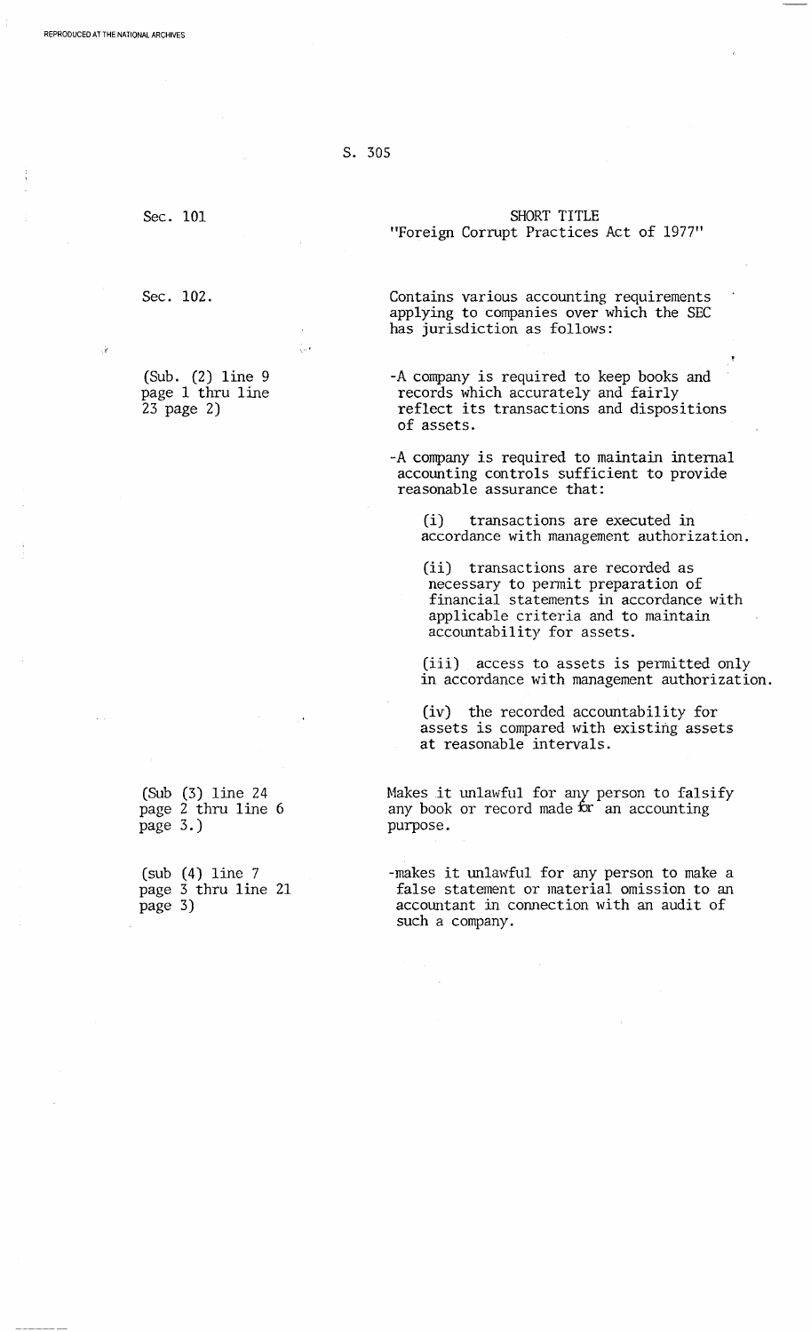S. 305

| | |
|---|---|
| Sec. 101 | SHORT TITLE<br>"Foreign Corrupt Practices Act of 1977" |
| Sec. 102. | Contains various accounting requirements applying to companies over which the SEC has jurisdiction as follows: |
| (Sub. (2) line 9 page 1 thru line 23 page 2) | -A company is required to keep books and records which accurately and fairly reflect its transactions and dispositions of assets.<br><br>-A company is required to maintain internal accounting controls sufficient to provide reasonable assurance that:<br><br>(i) transactions are executed in accordance with management authorization.<br><br>(ii) transactions are recorded as necessary to permit preparation of financial statements in accordance with applicable criteria and to maintain accountability for assets.<br><br>(iii) access to assets is permitted only in accordance with management authorization.<br><br>(iv) the recorded accountability for assets is compared with existing assets at reasonable intervals. |
| (Sub (3) line 24 page 2 thru line 6 page 3.) | Makes it unlawful for any person to falsify any book or record made for an accounting purpose. |
| (sub (4) line 7 page 3 thru line 21 page 3) | -makes it unlawful for any person to make a false statement or material omission to an accountant in connection with an audit of such a company. |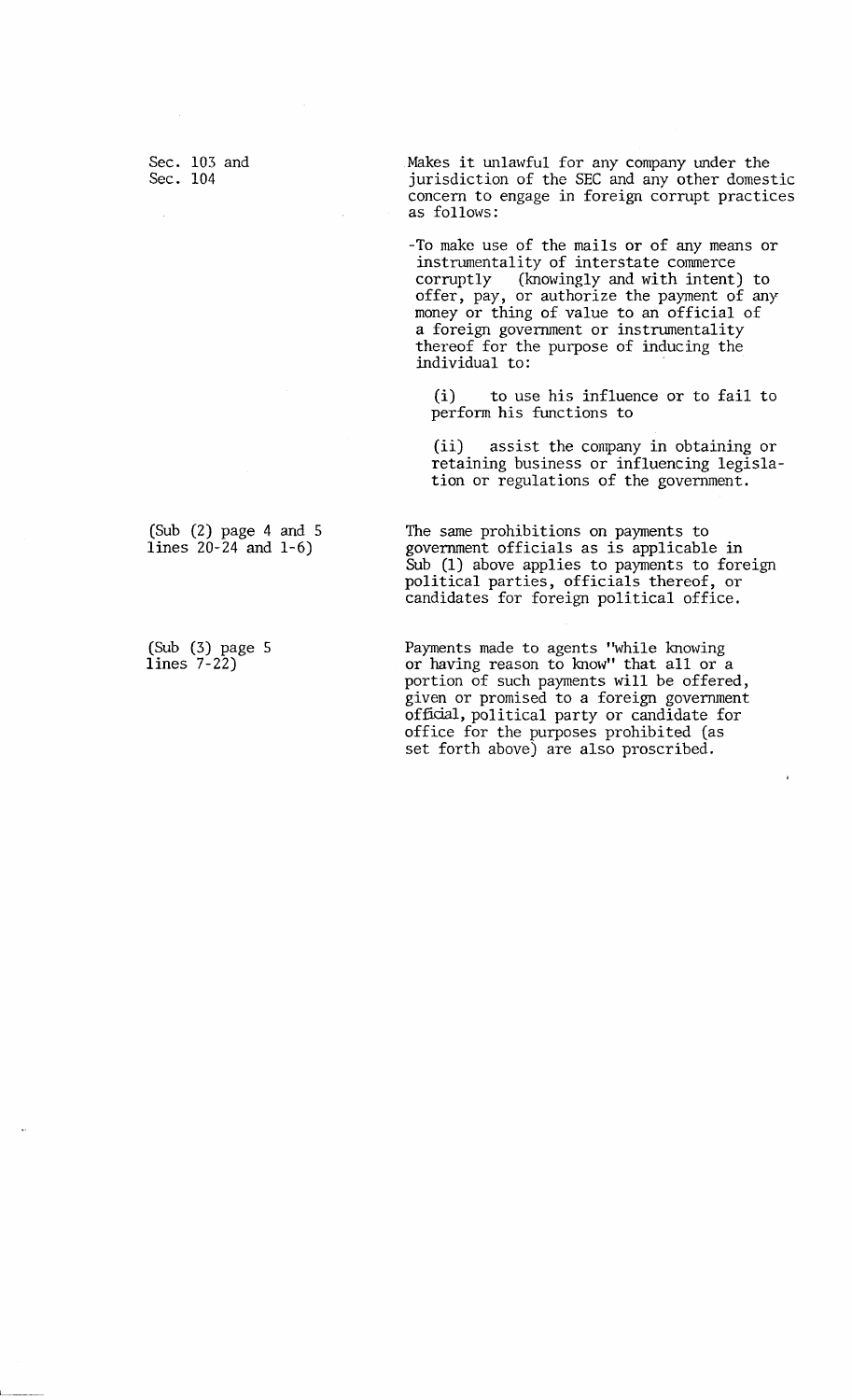| | |
|---|---|
| Sec. 103 and Sec. 104 | Makes it unlawful for any company under the jurisdiction of the SEC and any other domestic concern to engage in foreign corrupt practices as follows:<br><br>-To make use of the mails or of any means or instrumentality of interstate commerce corruptly (knowingly and with intent) to offer, pay, or authorize the payment of any money or thing of value to an official of a foreign government or instrumentality thereof for the purpose of inducing the individual to:<br><br>(i) to use his influence or to fail to perform his functions to<br><br>(ii) assist the company in obtaining or retaining business or influencing legislation or regulations of the government. |
| (Sub (2) page 4 and 5 lines 20-24 and 1-6) | The same prohibitions on payments to government officials as is applicable in Sub (1) above applies to payments to foreign political parties, officials thereof, or candidates for foreign political office. |
| (Sub (3) page 5 lines 7-22) | Payments made to agents "while knowing or having reason to know" that all or a portion of such payments will be offered, given or promised to a foreign government official, political party or candidate for office for the purposes prohibited (as set forth above) are also proscribed. |